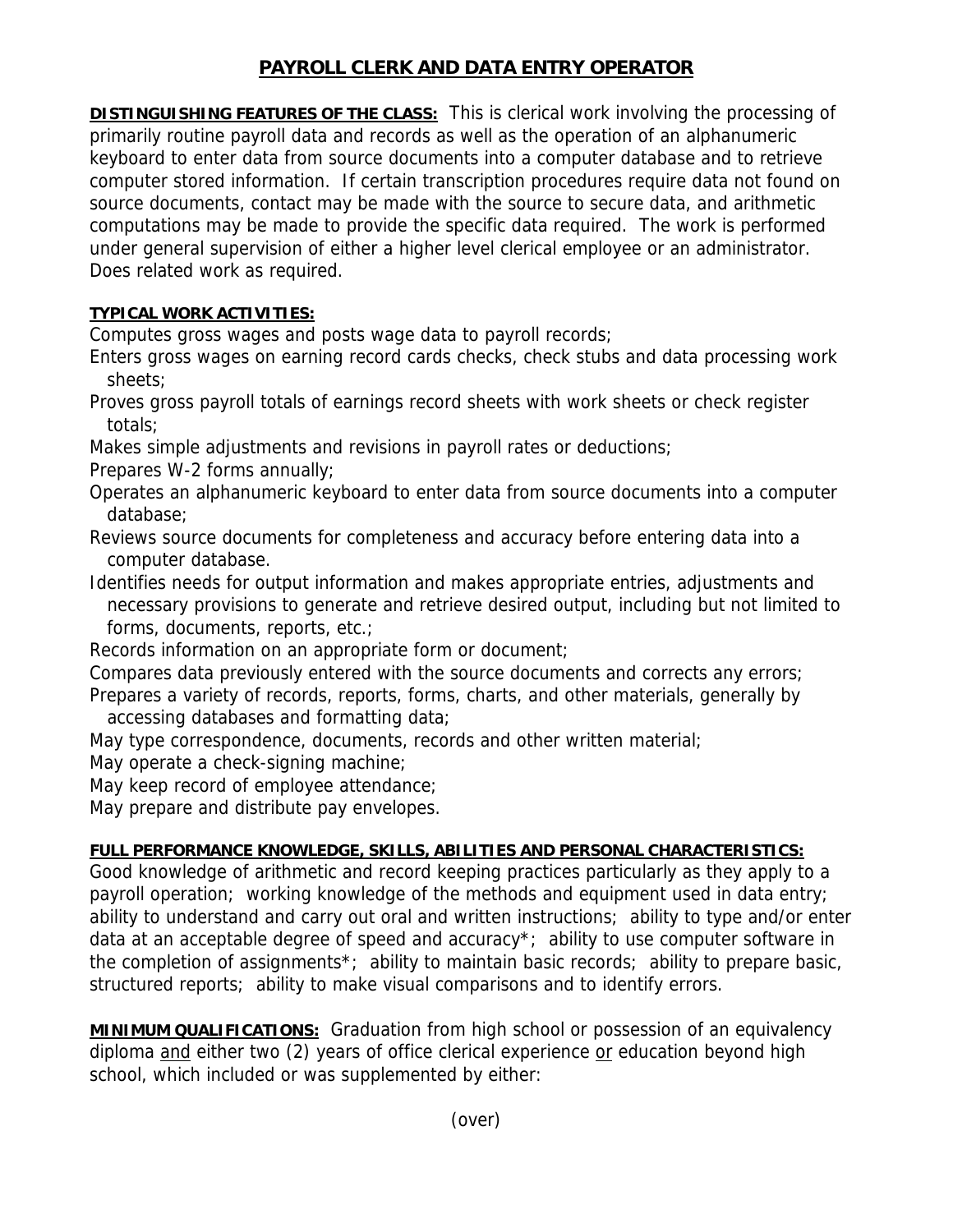# PAYROLL CLERK AND DATA ENTRY OPERATOR

**DISTINGUISHING FEATURES OF THE CLASS:** This is clerical work involving the processing of primarily routine payroll data and records as well as the operation of an alphanumeric keyboard to enter data from source documents into a computer database and to retrieve computer stored information. If certain transcription procedures require data not found on source documents, contact may be made with the source to secure data, and arithmetic computations may be made to provide the specific data required. The work is performed under general supervision of either a higher level clerical employee or an administrator. Does related work as required.

**TYPICAL WORK ACTIVITIES:**

Computes gross wages and posts wage data to payroll records;
Enters gross wages on earning record cards checks, check stubs and data processing work sheets;
Proves gross payroll totals of earnings record sheets with work sheets or check register totals;
Makes simple adjustments and revisions in payroll rates or deductions;
Prepares W-2 forms annually;
Operates an alphanumeric keyboard to enter data from source documents into a computer database;
Reviews source documents for completeness and accuracy before entering data into a computer database.
Identifies needs for output information and makes appropriate entries, adjustments and necessary provisions to generate and retrieve desired output, including but not limited to forms, documents, reports, etc.;
Records information on an appropriate form or document;
Compares data previously entered with the source documents and corrects any errors;
Prepares a variety of records, reports, forms, charts, and other materials, generally by accessing databases and formatting data;
May type correspondence, documents, records and other written material;
May operate a check-signing machine;
May keep record of employee attendance;
May prepare and distribute pay envelopes.

**FULL PERFORMANCE KNOWLEDGE, SKILLS, ABILITIES AND PERSONAL CHARACTERISTICS:**
Good knowledge of arithmetic and record keeping practices particularly as they apply to a payroll operation; working knowledge of the methods and equipment used in data entry; ability to understand and carry out oral and written instructions; ability to type and/or enter data at an acceptable degree of speed and accuracy*; ability to use computer software in the completion of assignments*; ability to maintain basic records; ability to prepare basic, structured reports; ability to make visual comparisons and to identify errors.

**MINIMUM QUALIFICATIONS:** Graduation from high school or possession of an equivalency diploma and either two (2) years of office clerical experience or education beyond high school, which included or was supplemented by either:

(over)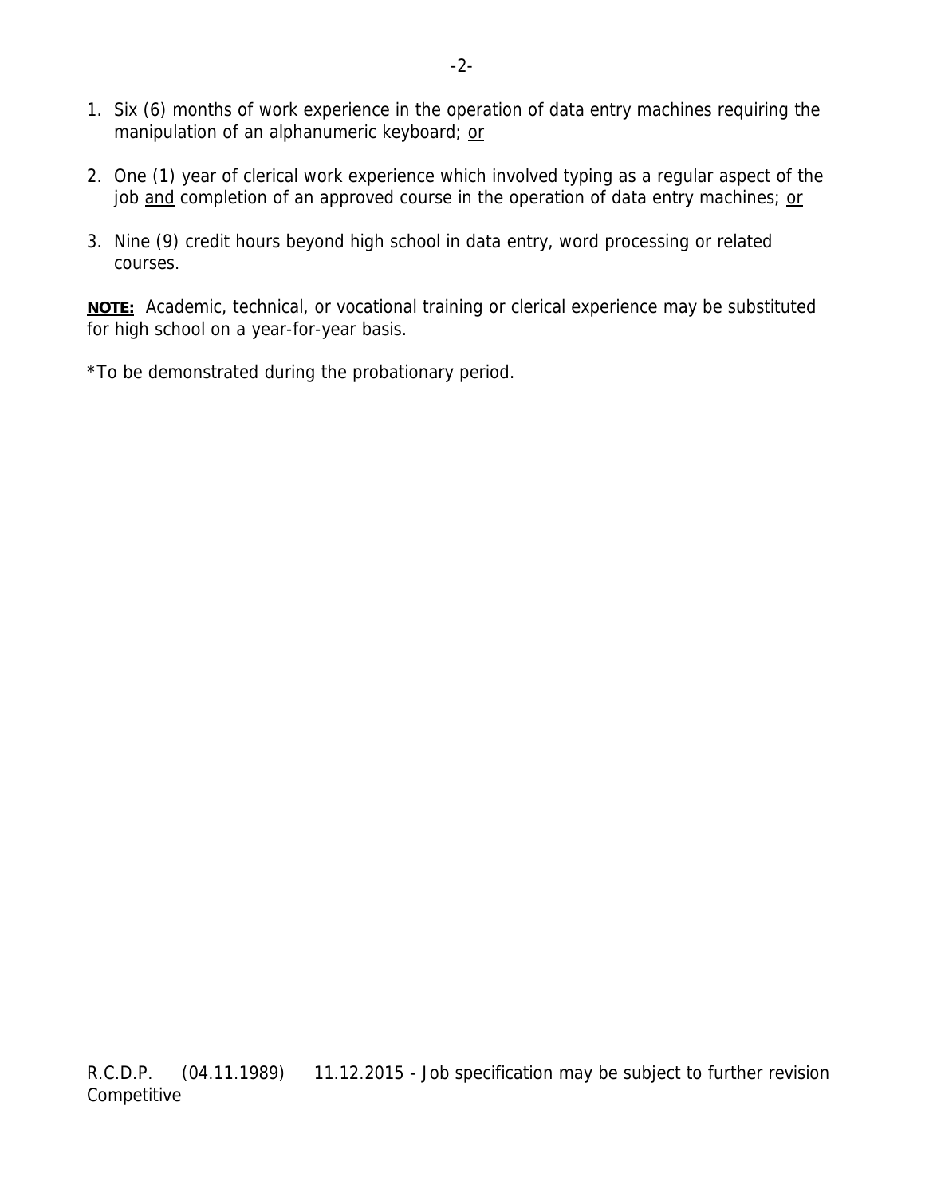1. Six (6) months of work experience in the operation of data entry machines requiring the manipulation of an alphanumeric keyboard; <u>or</u>

2. One (1) year of clerical work experience which involved typing as a regular aspect of the job <u>and</u> completion of an approved course in the operation of data entry machines; <u>or</u>

3. Nine (9) credit hours beyond high school in data entry, word processing or related courses.

**<u>NOTE:</u>** Academic, technical, or vocational training or clerical experience may be substituted for high school on a year-for-year basis.

*To be demonstrated during the probationary period.

R.C.D.P. (04.11.1989) 11.12.2015 - Job specification may be subject to further revision
Competitive